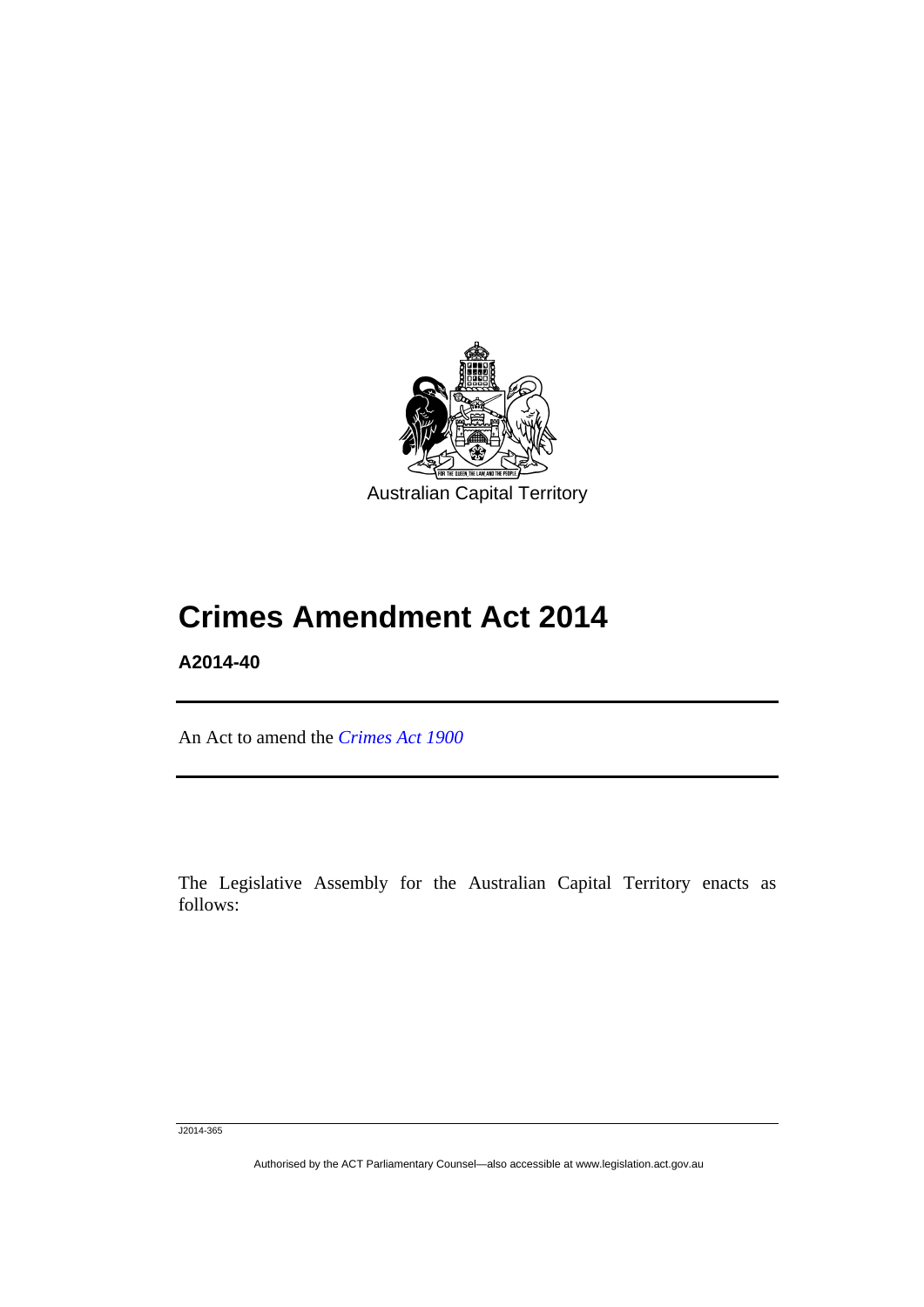Australian Capital Territory

# Crimes Amendment Act 2014

**A2014-40**

An Act to amend the *Crimes Act 1900*

The Legislative Assembly for the Australian Capital Territory enacts as follows:

J2014-365

Authorised by the ACT Parliamentary Counsel—also accessible at www.legislation.act.gov.au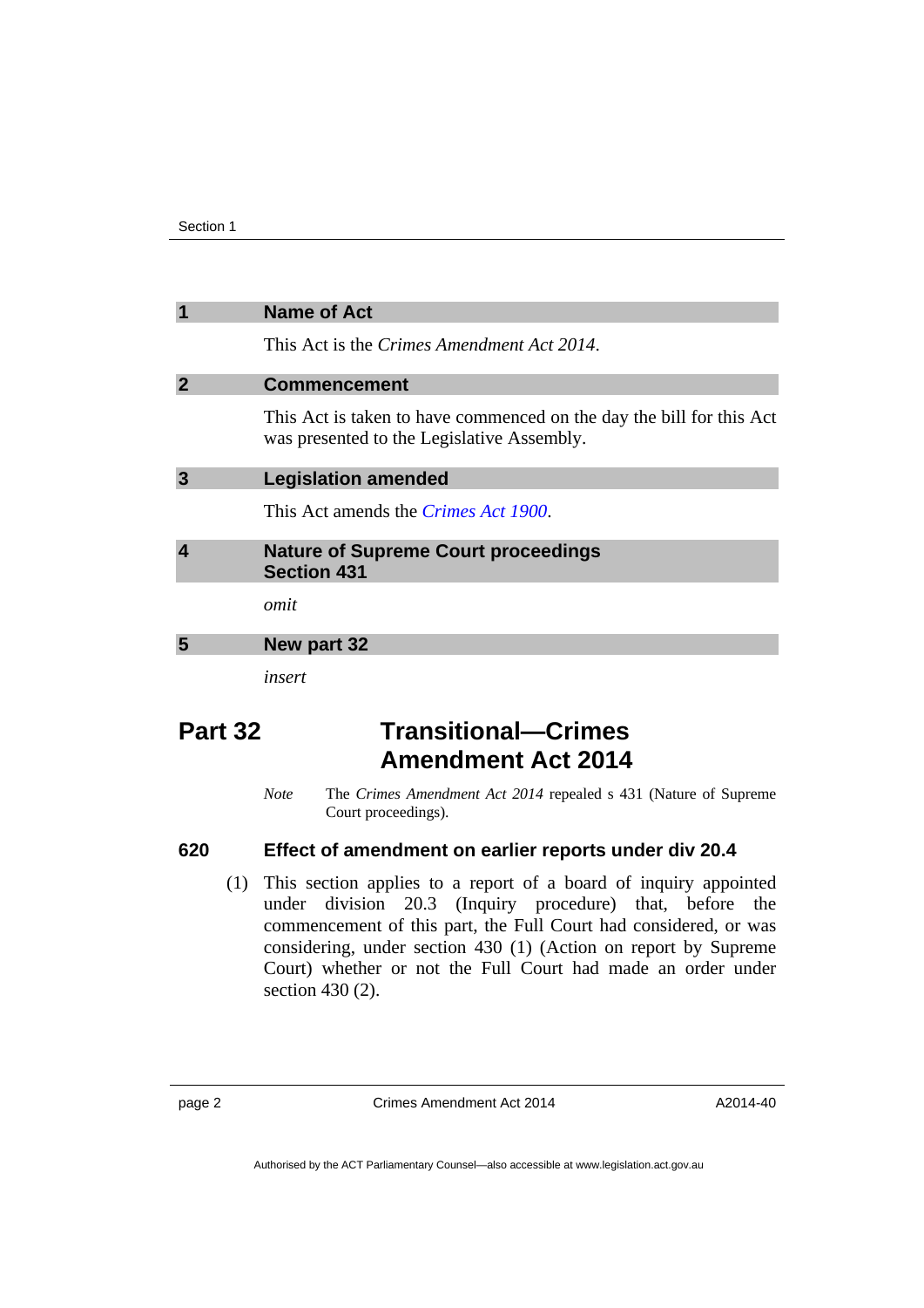## 1 Name of Act

This Act is the *Crimes Amendment Act 2014*.

## 2 Commencement

This Act is taken to have commenced on the day the bill for this Act was presented to the Legislative Assembly.

## 3 Legislation amended

This Act amends the *Crimes Act 1900*.

## 4 Nature of Supreme Court proceedings Section 431

*omit*

## 5 New part 32

*insert*

# Part 32 Transitional—Crimes Amendment Act 2014

*Note* The *Crimes Amendment Act 2014* repealed s 431 (Nature of Supreme Court proceedings).

### 620 Effect of amendment on earlier reports under div 20.4

(1) This section applies to a report of a board of inquiry appointed under division 20.3 (Inquiry procedure) that, before the commencement of this part, the Full Court had considered, or was considering, under section 430 (1) (Action on report by Supreme Court) whether or not the Full Court had made an order under section 430 (2).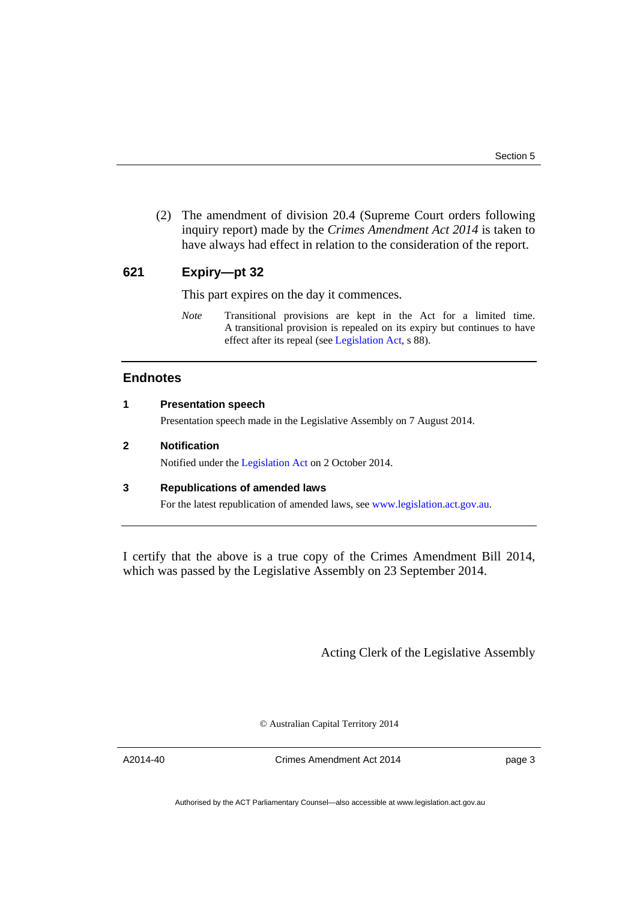(2) The amendment of division 20.4 (Supreme Court orders following inquiry report) made by the *Crimes Amendment Act 2014* is taken to have always had effect in relation to the consideration of the report.

### 621 Expiry—pt 32

This part expires on the day it commences.

*Note* Transitional provisions are kept in the Act for a limited time. A transitional provision is repealed on its expiry but continues to have effect after its repeal (see Legislation Act, s 88).

## Endnotes

### 1 Presentation speech

Presentation speech made in the Legislative Assembly on 7 August 2014.

### 2 Notification

Notified under the Legislation Act on 2 October 2014.

### 3 Republications of amended laws

For the latest republication of amended laws, see www.legislation.act.gov.au.

I certify that the above is a true copy of the Crimes Amendment Bill 2014, which was passed by the Legislative Assembly on 23 September 2014.

Acting Clerk of the Legislative Assembly

© Australian Capital Territory 2014